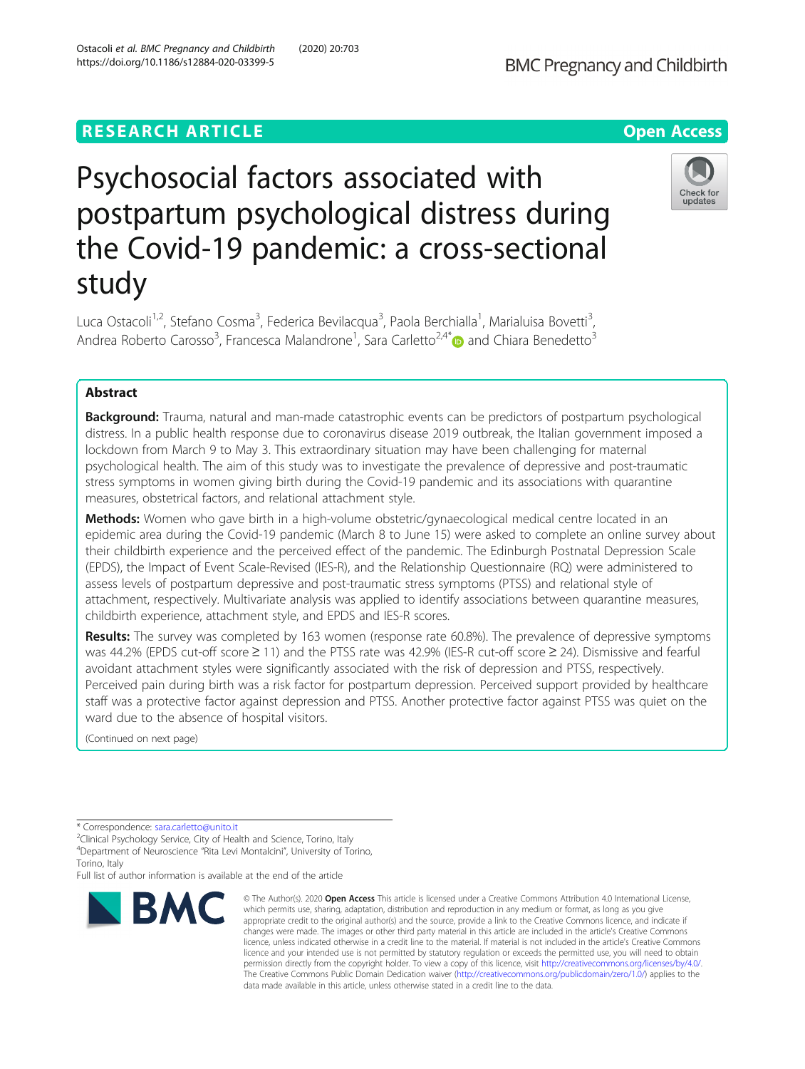RESEARCH ARTICLE

Open Access

# Psychosocial factors associated with postpartum psychological distress during the Covid-19 pandemic: a cross-sectional study

Luca Ostacoli[1,2], Stefano Cosma[3], Federica Bevilacqua[3], Paola Berchialla[1], Marialuisa Bovetti[3], Andrea Roberto Carosso[3], Francesca Malandrone[1], Sara Carletto[2,4*] and Chiara Benedetto[3]

## Abstract

**Background:** Trauma, natural and man-made catastrophic events can be predictors of postpartum psychological distress. In a public health response due to coronavirus disease 2019 outbreak, the Italian government imposed a lockdown from March 9 to May 3. This extraordinary situation may have been challenging for maternal psychological health. The aim of this study was to investigate the prevalence of depressive and post-traumatic stress symptoms in women giving birth during the Covid-19 pandemic and its associations with quarantine measures, obstetrical factors, and relational attachment style.

**Methods:** Women who gave birth in a high-volume obstetric/gynaecological medical centre located in an epidemic area during the Covid-19 pandemic (March 8 to June 15) were asked to complete an online survey about their childbirth experience and the perceived effect of the pandemic. The Edinburgh Postnatal Depression Scale (EPDS), the Impact of Event Scale-Revised (IES-R), and the Relationship Questionnaire (RQ) were administered to assess levels of postpartum depressive and post-traumatic stress symptoms (PTSS) and relational style of attachment, respectively. Multivariate analysis was applied to identify associations between quarantine measures, childbirth experience, attachment style, and EPDS and IES-R scores.

**Results:** The survey was completed by 163 women (response rate 60.8%). The prevalence of depressive symptoms was 44.2% (EPDS cut-off score ≥ 11) and the PTSS rate was 42.9% (IES-R cut-off score ≥ 24). Dismissive and fearful avoidant attachment styles were significantly associated with the risk of depression and PTSS, respectively. Perceived pain during birth was a risk factor for postpartum depression. Perceived support provided by healthcare staff was a protective factor against depression and PTSS. Another protective factor against PTSS was quiet on the ward due to the absence of hospital visitors.

(Continued on next page)

---

* Correspondence: sara.carletto@unito.it
[2]Clinical Psychology Service, City of Health and Science, Torino, Italy
[4]Department of Neuroscience "Rita Levi Montalcini", University of Torino, Torino, Italy
Full list of author information is available at the end of the article

© The Author(s). 2020 **Open Access** This article is licensed under a Creative Commons Attribution 4.0 International License, which permits use, sharing, adaptation, distribution and reproduction in any medium or format, as long as you give appropriate credit to the original author(s) and the source, provide a link to the Creative Commons licence, and indicate if changes were made. The images or other third party material in this article are included in the article's Creative Commons licence, unless indicated otherwise in a credit line to the material. If material is not included in the article's Creative Commons licence and your intended use is not permitted by statutory regulation or exceeds the permitted use, you will need to obtain permission directly from the copyright holder. To view a copy of this licence, visit http://creativecommons.org/licenses/by/4.0/. The Creative Commons Public Domain Dedication waiver (http://creativecommons.org/publicdomain/zero/1.0/) applies to the data made available in this article, unless otherwise stated in a credit line to the data.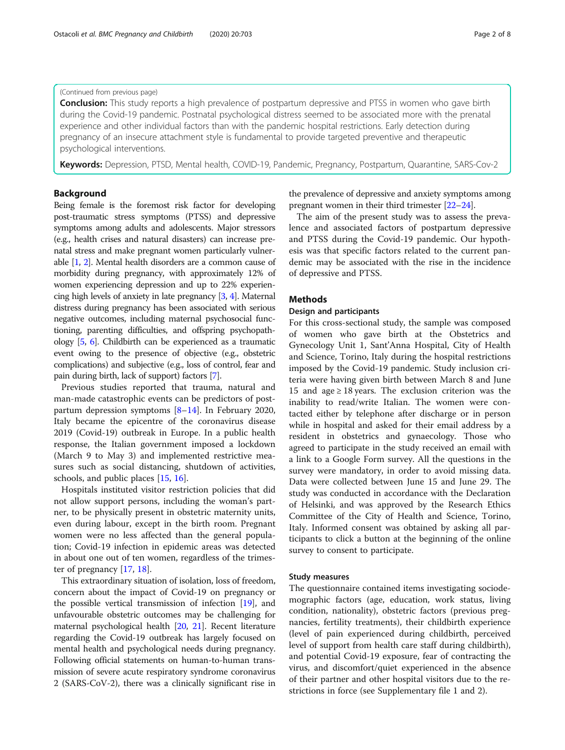(Continued from previous page)

**Conclusion:** This study reports a high prevalence of postpartum depressive and PTSS in women who gave birth during the Covid-19 pandemic. Postnatal psychological distress seemed to be associated more with the prenatal experience and other individual factors than with the pandemic hospital restrictions. Early detection during pregnancy of an insecure attachment style is fundamental to provide targeted preventive and therapeutic psychological interventions.

**Keywords:** Depression, PTSD, Mental health, COVID-19, Pandemic, Pregnancy, Postpartum, Quarantine, SARS-Cov-2

## Background

Being female is the foremost risk factor for developing post-traumatic stress symptoms (PTSS) and depressive symptoms among adults and adolescents. Major stressors (e.g., health crises and natural disasters) can increase prenatal stress and make pregnant women particularly vulnerable [1, 2]. Mental health disorders are a common cause of morbidity during pregnancy, with approximately 12% of women experiencing depression and up to 22% experiencing high levels of anxiety in late pregnancy [3, 4]. Maternal distress during pregnancy has been associated with serious negative outcomes, including maternal psychosocial functioning, parenting difficulties, and offspring psychopathology [5, 6]. Childbirth can be experienced as a traumatic event owing to the presence of objective (e.g., obstetric complications) and subjective (e.g., loss of control, fear and pain during birth, lack of support) factors [7].

Previous studies reported that trauma, natural and man-made catastrophic events can be predictors of postpartum depression symptoms [8–14]. In February 2020, Italy became the epicentre of the coronavirus disease 2019 (Covid-19) outbreak in Europe. In a public health response, the Italian government imposed a lockdown (March 9 to May 3) and implemented restrictive measures such as social distancing, shutdown of activities, schools, and public places [15, 16].

Hospitals instituted visitor restriction policies that did not allow support persons, including the woman's partner, to be physically present in obstetric maternity units, even during labour, except in the birth room. Pregnant women were no less affected than the general population; Covid-19 infection in epidemic areas was detected in about one out of ten women, regardless of the trimester of pregnancy [17, 18].

This extraordinary situation of isolation, loss of freedom, concern about the impact of Covid-19 on pregnancy or the possible vertical transmission of infection [19], and unfavourable obstetric outcomes may be challenging for maternal psychological health [20, 21]. Recent literature regarding the Covid-19 outbreak has largely focused on mental health and psychological needs during pregnancy. Following official statements on human-to-human transmission of severe acute respiratory syndrome coronavirus 2 (SARS-CoV-2), there was a clinically significant rise in the prevalence of depressive and anxiety symptoms among pregnant women in their third trimester [22–24].

The aim of the present study was to assess the prevalence and associated factors of postpartum depressive and PTSS during the Covid-19 pandemic. Our hypothesis was that specific factors related to the current pandemic may be associated with the rise in the incidence of depressive and PTSS.

## Methods

### Design and participants

For this cross-sectional study, the sample was composed of women who gave birth at the Obstetrics and Gynecology Unit 1, Sant'Anna Hospital, City of Health and Science, Torino, Italy during the hospital restrictions imposed by the Covid-19 pandemic. Study inclusion criteria were having given birth between March 8 and June 15 and age ≥ 18 years. The exclusion criterion was the inability to read/write Italian. The women were contacted either by telephone after discharge or in person while in hospital and asked for their email address by a resident in obstetrics and gynaecology. Those who agreed to participate in the study received an email with a link to a Google Form survey. All the questions in the survey were mandatory, in order to avoid missing data. Data were collected between June 15 and June 29. The study was conducted in accordance with the Declaration of Helsinki, and was approved by the Research Ethics Committee of the City of Health and Science, Torino, Italy. Informed consent was obtained by asking all participants to click a button at the beginning of the online survey to consent to participate.

### Study measures

The questionnaire contained items investigating sociodemographic factors (age, education, work status, living condition, nationality), obstetric factors (previous pregnancies, fertility treatments), their childbirth experience (level of pain experienced during childbirth, perceived level of support from health care staff during childbirth), and potential Covid-19 exposure, fear of contracting the virus, and discomfort/quiet experienced in the absence of their partner and other hospital visitors due to the restrictions in force (see Supplementary file 1 and 2).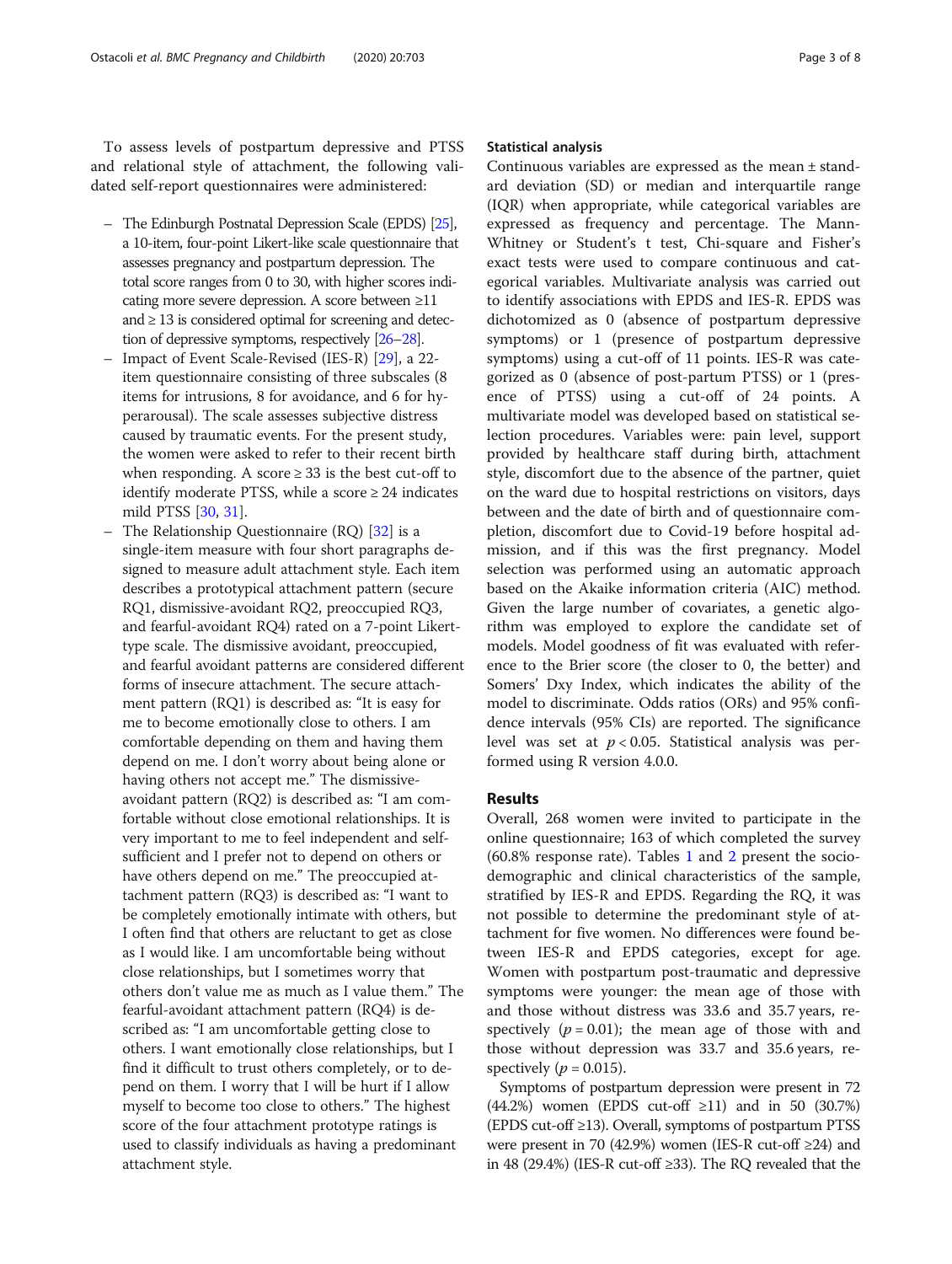To assess levels of postpartum depressive and PTSS and relational style of attachment, the following validated self-report questionnaires were administered:

- The Edinburgh Postnatal Depression Scale (EPDS) [25], a 10-item, four-point Likert-like scale questionnaire that assesses pregnancy and postpartum depression. The total score ranges from 0 to 30, with higher scores indicating more severe depression. A score between ≥11 and ≥ 13 is considered optimal for screening and detection of depressive symptoms, respectively [26–28].
- Impact of Event Scale-Revised (IES-R) [29], a 22-item questionnaire consisting of three subscales (8 items for intrusions, 8 for avoidance, and 6 for hyperarousal). The scale assesses subjective distress caused by traumatic events. For the present study, the women were asked to refer to their recent birth when responding. A score ≥ 33 is the best cut-off to identify moderate PTSS, while a score ≥ 24 indicates mild PTSS [30, 31].
- The Relationship Questionnaire (RQ) [32] is a single-item measure with four short paragraphs designed to measure adult attachment style. Each item describes a prototypical attachment pattern (secure RQ1, dismissive-avoidant RQ2, preoccupied RQ3, and fearful-avoidant RQ4) rated on a 7-point Likert-type scale. The dismissive avoidant, preoccupied, and fearful avoidant patterns are considered different forms of insecure attachment. The secure attachment pattern (RQ1) is described as: "It is easy for me to become emotionally close to others. I am comfortable depending on them and having them depend on me. I don't worry about being alone or having others not accept me." The dismissive-avoidant pattern (RQ2) is described as: "I am comfortable without close emotional relationships. It is very important to me to feel independent and self-sufficient and I prefer not to depend on others or have others depend on me." The preoccupied attachment pattern (RQ3) is described as: "I want to be completely emotionally intimate with others, but I often find that others are reluctant to get as close as I would like. I am uncomfortable being without close relationships, but I sometimes worry that others don't value me as much as I value them." The fearful-avoidant attachment pattern (RQ4) is described as: "I am uncomfortable getting close to others. I want emotionally close relationships, but I find it difficult to trust others completely, or to depend on them. I worry that I will be hurt if I allow myself to become too close to others." The highest score of the four attachment prototype ratings is used to classify individuals as having a predominant attachment style.

### Statistical analysis

Continuous variables are expressed as the mean ± standard deviation (SD) or median and interquartile range (IQR) when appropriate, while categorical variables are expressed as frequency and percentage. The Mann-Whitney or Student's t test, Chi-square and Fisher's exact tests were used to compare continuous and categorical variables. Multivariate analysis was carried out to identify associations with EPDS and IES-R. EPDS was dichotomized as 0 (absence of postpartum depressive symptoms) or 1 (presence of postpartum depressive symptoms) using a cut-off of 11 points. IES-R was categorized as 0 (absence of post-partum PTSS) or 1 (presence of PTSS) using a cut-off of 24 points. A multivariate model was developed based on statistical selection procedures. Variables were: pain level, support provided by healthcare staff during birth, attachment style, discomfort due to the absence of the partner, quiet on the ward due to hospital restrictions on visitors, days between and the date of birth and of questionnaire completion, discomfort due to Covid-19 before hospital admission, and if this was the first pregnancy. Model selection was performed using an automatic approach based on the Akaike information criteria (AIC) method. Given the large number of covariates, a genetic algorithm was employed to explore the candidate set of models. Model goodness of fit was evaluated with reference to the Brier score (the closer to 0, the better) and Somers' Dxy Index, which indicates the ability of the model to discriminate. Odds ratios (ORs) and 95% confidence intervals (95% CIs) are reported. The significance level was set at $p < 0.05$. Statistical analysis was performed using R version 4.0.0.

## Results

Overall, 268 women were invited to participate in the online questionnaire; 163 of which completed the survey (60.8% response rate). Tables 1 and 2 present the sociodemographic and clinical characteristics of the sample, stratified by IES-R and EPDS. Regarding the RQ, it was not possible to determine the predominant style of attachment for five women. No differences were found between IES-R and EPDS categories, except for age. Women with postpartum post-traumatic and depressive symptoms were younger: the mean age of those with and those without distress was 33.6 and 35.7 years, respectively ($p = 0.01$); the mean age of those with and those without depression was 33.7 and 35.6 years, respectively ($p = 0.015$).

Symptoms of postpartum depression were present in 72 (44.2%) women (EPDS cut-off ≥11) and in 50 (30.7%) (EPDS cut-off ≥13). Overall, symptoms of postpartum PTSS were present in 70 (42.9%) women (IES-R cut-off ≥24) and in 48 (29.4%) (IES-R cut-off ≥33). The RQ revealed that the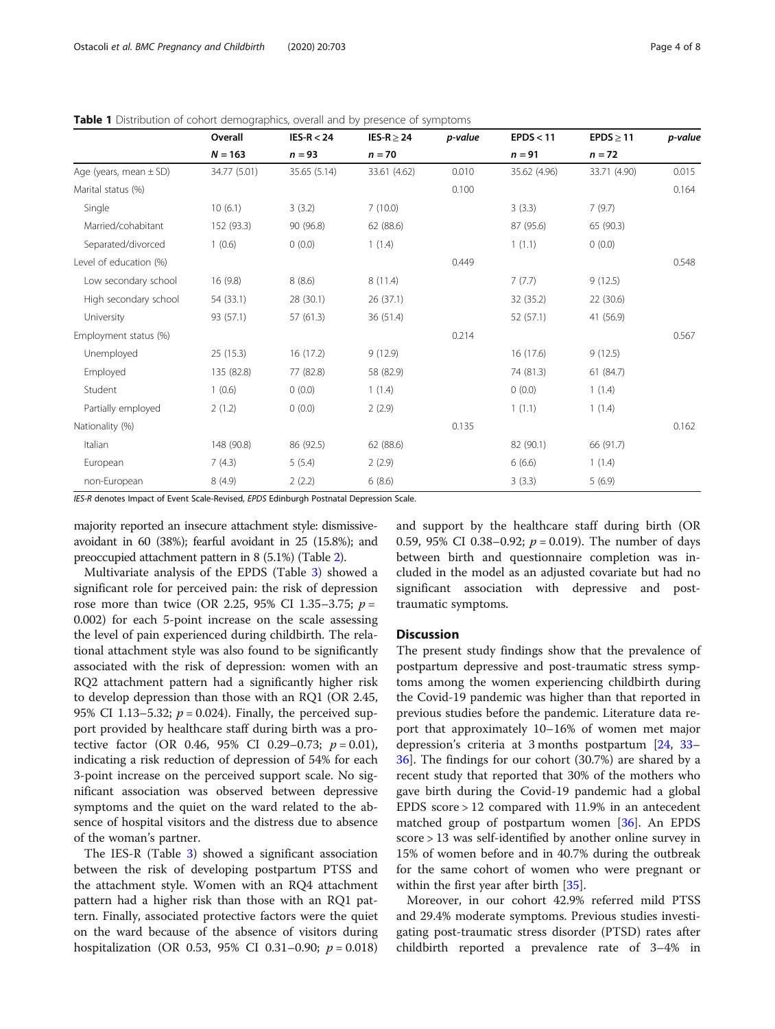**Table 1** Distribution of cohort demographics, overall and by presence of symptoms

| | Overall | IES-R < 24 | IES-R ≥ 24 | *p-value* | EPDS < 11 | EPDS ≥ 11 | *p-value* |
|---|---|---|---|---|---|---|---|
| | N = 163 | n = 93 | n = 70 | | n = 91 | n = 72 | |
| Age (years, mean ± SD) | 34.77 (5.01) | 35.65 (5.14) | 33.61 (4.62) | 0.010 | 35.62 (4.96) | 33.71 (4.90) | 0.015 |
| Marital status (%) | | | | 0.100 | | | 0.164 |
| Single | 10 (6.1) | 3 (3.2) | 7 (10.0) | | 3 (3.3) | 7 (9.7) | |
| Married/cohabitant | 152 (93.3) | 90 (96.8) | 62 (88.6) | | 87 (95.6) | 65 (90.3) | |
| Separated/divorced | 1 (0.6) | 0 (0.0) | 1 (1.4) | | 1 (1.1) | 0 (0.0) | |
| Level of education (%) | | | | 0.449 | | | 0.548 |
| Low secondary school | 16 (9.8) | 8 (8.6) | 8 (11.4) | | 7 (7.7) | 9 (12.5) | |
| High secondary school | 54 (33.1) | 28 (30.1) | 26 (37.1) | | 32 (35.2) | 22 (30.6) | |
| University | 93 (57.1) | 57 (61.3) | 36 (51.4) | | 52 (57.1) | 41 (56.9) | |
| Employment status (%) | | | | 0.214 | | | 0.567 |
| Unemployed | 25 (15.3) | 16 (17.2) | 9 (12.9) | | 16 (17.6) | 9 (12.5) | |
| Employed | 135 (82.8) | 77 (82.8) | 58 (82.9) | | 74 (81.3) | 61 (84.7) | |
| Student | 1 (0.6) | 0 (0.0) | 1 (1.4) | | 0 (0.0) | 1 (1.4) | |
| Partially employed | 2 (1.2) | 0 (0.0) | 2 (2.9) | | 1 (1.1) | 1 (1.4) | |
| Nationality (%) | | | | 0.135 | | | 0.162 |
| Italian | 148 (90.8) | 86 (92.5) | 62 (88.6) | | 82 (90.1) | 66 (91.7) | |
| European | 7 (4.3) | 5 (5.4) | 2 (2.9) | | 6 (6.6) | 1 (1.4) | |
| non-European | 8 (4.9) | 2 (2.2) | 6 (8.6) | | 3 (3.3) | 5 (6.9) | |

*IES-R* denotes Impact of Event Scale-Revised, *EPDS* Edinburgh Postnatal Depression Scale.

majority reported an insecure attachment style: dismissive-avoidant in 60 (38%); fearful avoidant in 25 (15.8%); and preoccupied attachment pattern in 8 (5.1%) (Table 2).

Multivariate analysis of the EPDS (Table 3) showed a significant role for perceived pain: the risk of depression rose more than twice (OR 2.25, 95% CI 1.35–3.75; $p = 0.002$) for each 5-point increase on the scale assessing the level of pain experienced during childbirth. The relational attachment style was also found to be significantly associated with the risk of depression: women with an RQ2 attachment pattern had a significantly higher risk to develop depression than those with an RQ1 (OR 2.45, 95% CI 1.13–5.32; $p = 0.024$). Finally, the perceived support provided by healthcare staff during birth was a protective factor (OR 0.46, 95% CI 0.29–0.73; $p = 0.01$), indicating a risk reduction of depression of 54% for each 3-point increase on the perceived support scale. No significant association was observed between depressive symptoms and the quiet on the ward related to the absence of hospital visitors and the distress due to absence of the woman's partner.

The IES-R (Table 3) showed a significant association between the risk of developing postpartum PTSS and the attachment style. Women with an RQ4 attachment pattern had a higher risk than those with an RQ1 pattern. Finally, associated protective factors were the quiet on the ward because of the absence of visitors during hospitalization (OR 0.53, 95% CI 0.31–0.90; $p = 0.018$) and support by the healthcare staff during birth (OR 0.59, 95% CI 0.38–0.92; $p = 0.019$). The number of days between birth and questionnaire completion was included in the model as an adjusted covariate but had no significant association with depressive and post-traumatic symptoms.

## Discussion

The present study findings show that the prevalence of postpartum depressive and post-traumatic stress symptoms among the women experiencing childbirth during the Covid-19 pandemic was higher than that reported in previous studies before the pandemic. Literature data report that approximately 10–16% of women met major depression's criteria at 3 months postpartum [24, 33–36]. The findings for our cohort (30.7%) are shared by a recent study that reported that 30% of the mothers who gave birth during the Covid-19 pandemic had a global EPDS score > 12 compared with 11.9% in an antecedent matched group of postpartum women [36]. An EPDS score > 13 was self-identified by another online survey in 15% of women before and in 40.7% during the outbreak for the same cohort of women who were pregnant or within the first year after birth [35].

Moreover, in our cohort 42.9% referred mild PTSS and 29.4% moderate symptoms. Previous studies investigating post-traumatic stress disorder (PTSD) rates after childbirth reported a prevalence rate of 3–4% in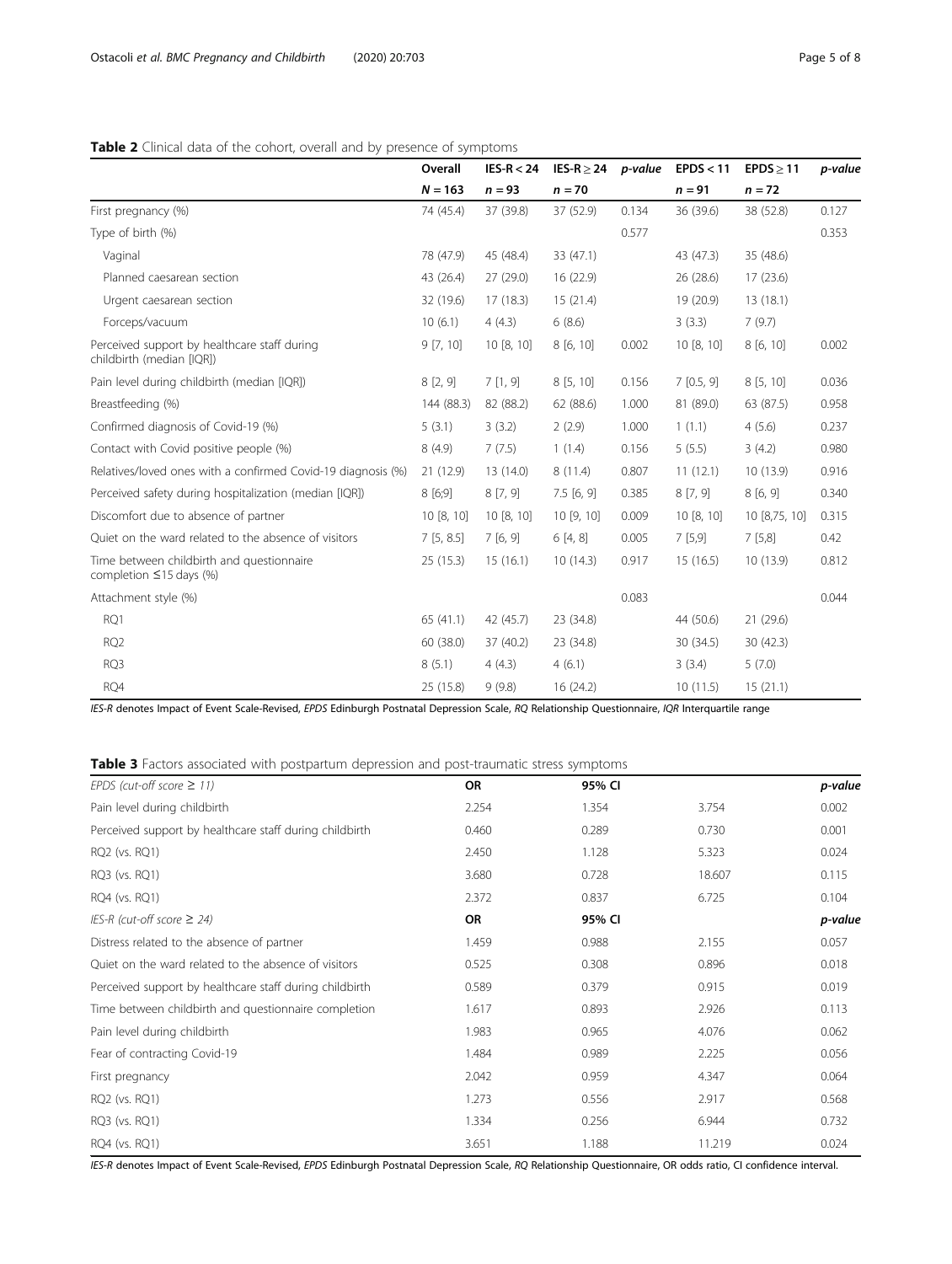**Table 2** Clinical data of the cohort, overall and by presence of symptoms

| | Overall | IES-R < 24 | IES-R ≥ 24 | *p-value* | EPDS < 11 | EPDS ≥ 11 | *p-value* |
|---|---|---|---|---|---|---|---|
| | $N = 163$ | $n = 93$ | $n = 70$ | | $n = 91$ | $n = 72$ | |
| First pregnancy (%) | 74 (45.4) | 37 (39.8) | 37 (52.9) | 0.134 | 36 (39.6) | 38 (52.8) | 0.127 |
| Type of birth (%) | | | | 0.577 | | | 0.353 |
| Vaginal | 78 (47.9) | 45 (48.4) | 33 (47.1) | | 43 (47.3) | 35 (48.6) | |
| Planned caesarean section | 43 (26.4) | 27 (29.0) | 16 (22.9) | | 26 (28.6) | 17 (23.6) | |
| Urgent caesarean section | 32 (19.6) | 17 (18.3) | 15 (21.4) | | 19 (20.9) | 13 (18.1) | |
| Forceps/vacuum | 10 (6.1) | 4 (4.3) | 6 (8.6) | | 3 (3.3) | 7 (9.7) | |
| Perceived support by healthcare staff during childbirth (median [IQR]) | 9 [7, 10] | 10 [8, 10] | 8 [6, 10] | 0.002 | 10 [8, 10] | 8 [6, 10] | 0.002 |
| Pain level during childbirth (median [IQR]) | 8 [2, 9] | 7 [1, 9] | 8 [5, 10] | 0.156 | 7 [0.5, 9] | 8 [5, 10] | 0.036 |
| Breastfeeding (%) | 144 (88.3) | 82 (88.2) | 62 (88.6) | 1.000 | 81 (89.0) | 63 (87.5) | 0.958 |
| Confirmed diagnosis of Covid-19 (%) | 5 (3.1) | 3 (3.2) | 2 (2.9) | 1.000 | 1 (1.1) | 4 (5.6) | 0.237 |
| Contact with Covid positive people (%) | 8 (4.9) | 7 (7.5) | 1 (1.4) | 0.156 | 5 (5.5) | 3 (4.2) | 0.980 |
| Relatives/loved ones with a confirmed Covid-19 diagnosis (%) | 21 (12.9) | 13 (14.0) | 8 (11.4) | 0.807 | 11 (12.1) | 10 (13.9) | 0.916 |
| Perceived safety during hospitalization (median [IQR]) | 8 [6;9] | 8 [7, 9] | 7.5 [6, 9] | 0.385 | 8 [7, 9] | 8 [6, 9] | 0.340 |
| Discomfort due to absence of partner | 10 [8, 10] | 10 [8, 10] | 10 [9, 10] | 0.009 | 10 [8, 10] | 10 [8,75, 10] | 0.315 |
| Quiet on the ward related to the absence of visitors | 7 [5, 8.5] | 7 [6, 9] | 6 [4, 8] | 0.005 | 7 [5,9] | 7 [5,8] | 0.42 |
| Time between childbirth and questionnaire completion ≤15 days (%) | 25 (15.3) | 15 (16.1) | 10 (14.3) | 0.917 | 15 (16.5) | 10 (13.9) | 0.812 |
| Attachment style (%) | | | | 0.083 | | | 0.044 |
| RQ1 | 65 (41.1) | 42 (45.7) | 23 (34.8) | | 44 (50.6) | 21 (29.6) | |
| RQ2 | 60 (38.0) | 37 (40.2) | 23 (34.8) | | 30 (34.5) | 30 (42.3) | |
| RQ3 | 8 (5.1) | 4 (4.3) | 4 (6.1) | | 3 (3.4) | 5 (7.0) | |
| RQ4 | 25 (15.8) | 9 (9.8) | 16 (24.2) | | 10 (11.5) | 15 (21.1) | |

*IES-R* denotes Impact of Event Scale-Revised, *EPDS* Edinburgh Postnatal Depression Scale, *RQ* Relationship Questionnaire, *IQR* Interquartile range

**Table 3** Factors associated with postpartum depression and post-traumatic stress symptoms

| *EPDS (cut-off score ≥ 11)* | **OR** | **95% CI** | | ***p-value*** |
|---|---|---|---|---|
| Pain level during childbirth | 2.254 | 1.354 | 3.754 | 0.002 |
| Perceived support by healthcare staff during childbirth | 0.460 | 0.289 | 0.730 | 0.001 |
| RQ2 (vs. RQ1) | 2.450 | 1.128 | 5.323 | 0.024 |
| RQ3 (vs. RQ1) | 3.680 | 0.728 | 18.607 | 0.115 |
| RQ4 (vs. RQ1) | 2.372 | 0.837 | 6.725 | 0.104 |
| *IES-R (cut-off score ≥ 24)* | **OR** | **95% CI** | | ***p-value*** |
| Distress related to the absence of partner | 1.459 | 0.988 | 2.155 | 0.057 |
| Quiet on the ward related to the absence of visitors | 0.525 | 0.308 | 0.896 | 0.018 |
| Perceived support by healthcare staff during childbirth | 0.589 | 0.379 | 0.915 | 0.019 |
| Time between childbirth and questionnaire completion | 1.617 | 0.893 | 2.926 | 0.113 |
| Pain level during childbirth | 1.983 | 0.965 | 4.076 | 0.062 |
| Fear of contracting Covid-19 | 1.484 | 0.989 | 2.225 | 0.056 |
| First pregnancy | 2.042 | 0.959 | 4.347 | 0.064 |
| RQ2 (vs. RQ1) | 1.273 | 0.556 | 2.917 | 0.568 |
| RQ3 (vs. RQ1) | 1.334 | 0.256 | 6.944 | 0.732 |
| RQ4 (vs. RQ1) | 3.651 | 1.188 | 11.219 | 0.024 |

*IES-R* denotes Impact of Event Scale-Revised, *EPDS* Edinburgh Postnatal Depression Scale, *RQ* Relationship Questionnaire, OR odds ratio, CI confidence interval.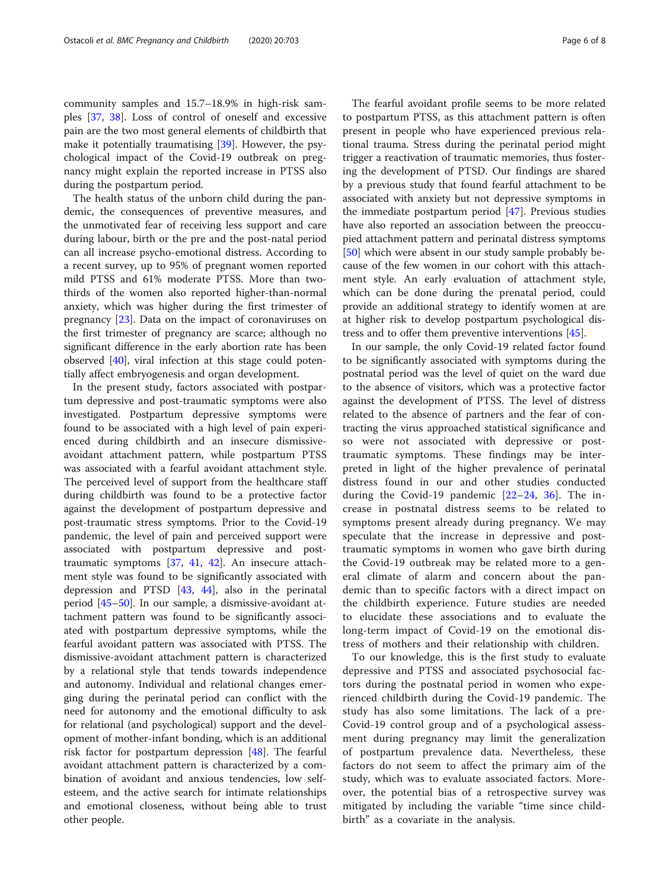community samples and 15.7–18.9% in high-risk samples [37, 38]. Loss of control of oneself and excessive pain are the two most general elements of childbirth that make it potentially traumatising [39]. However, the psychological impact of the Covid-19 outbreak on pregnancy might explain the reported increase in PTSS also during the postpartum period.

The health status of the unborn child during the pandemic, the consequences of preventive measures, and the unmotivated fear of receiving less support and care during labour, birth or the pre and the post-natal period can all increase psycho-emotional distress. According to a recent survey, up to 95% of pregnant women reported mild PTSS and 61% moderate PTSS. More than two-thirds of the women also reported higher-than-normal anxiety, which was higher during the first trimester of pregnancy [23]. Data on the impact of coronaviruses on the first trimester of pregnancy are scarce; although no significant difference in the early abortion rate has been observed [40], viral infection at this stage could potentially affect embryogenesis and organ development.

In the present study, factors associated with postpartum depressive and post-traumatic symptoms were also investigated. Postpartum depressive symptoms were found to be associated with a high level of pain experienced during childbirth and an insecure dismissive-avoidant attachment pattern, while postpartum PTSS was associated with a fearful avoidant attachment style. The perceived level of support from the healthcare staff during childbirth was found to be a protective factor against the development of postpartum depressive and post-traumatic stress symptoms. Prior to the Covid-19 pandemic, the level of pain and perceived support were associated with postpartum depressive and post-traumatic symptoms [37, 41, 42]. An insecure attachment style was found to be significantly associated with depression and PTSD [43, 44], also in the perinatal period [45–50]. In our sample, a dismissive-avoidant attachment pattern was found to be significantly associated with postpartum depressive symptoms, while the fearful avoidant pattern was associated with PTSS. The dismissive-avoidant attachment pattern is characterized by a relational style that tends towards independence and autonomy. Individual and relational changes emerging during the perinatal period can conflict with the need for autonomy and the emotional difficulty to ask for relational (and psychological) support and the development of mother-infant bonding, which is an additional risk factor for postpartum depression [48]. The fearful avoidant attachment pattern is characterized by a combination of avoidant and anxious tendencies, low self-esteem, and the active search for intimate relationships and emotional closeness, without being able to trust other people.

The fearful avoidant profile seems to be more related to postpartum PTSS, as this attachment pattern is often present in people who have experienced previous relational trauma. Stress during the perinatal period might trigger a reactivation of traumatic memories, thus fostering the development of PTSD. Our findings are shared by a previous study that found fearful attachment to be associated with anxiety but not depressive symptoms in the immediate postpartum period [47]. Previous studies have also reported an association between the preoccupied attachment pattern and perinatal distress symptoms [50] which were absent in our study sample probably because of the few women in our cohort with this attachment style. An early evaluation of attachment style, which can be done during the prenatal period, could provide an additional strategy to identify women at are at higher risk to develop postpartum psychological distress and to offer them preventive interventions [45].

In our sample, the only Covid-19 related factor found to be significantly associated with symptoms during the postnatal period was the level of quiet on the ward due to the absence of visitors, which was a protective factor against the development of PTSS. The level of distress related to the absence of partners and the fear of contracting the virus approached statistical significance and so were not associated with depressive or post-traumatic symptoms. These findings may be interpreted in light of the higher prevalence of perinatal distress found in our and other studies conducted during the Covid-19 pandemic [22–24, 36]. The increase in postnatal distress seems to be related to symptoms present already during pregnancy. We may speculate that the increase in depressive and post-traumatic symptoms in women who gave birth during the Covid-19 outbreak may be related more to a general climate of alarm and concern about the pandemic than to specific factors with a direct impact on the childbirth experience. Future studies are needed to elucidate these associations and to evaluate the long-term impact of Covid-19 on the emotional distress of mothers and their relationship with children.

To our knowledge, this is the first study to evaluate depressive and PTSS and associated psychosocial factors during the postnatal period in women who experienced childbirth during the Covid-19 pandemic. The study has also some limitations. The lack of a pre-Covid-19 control group and of a psychological assessment during pregnancy may limit the generalization of postpartum prevalence data. Nevertheless, these factors do not seem to affect the primary aim of the study, which was to evaluate associated factors. Moreover, the potential bias of a retrospective survey was mitigated by including the variable "time since childbirth" as a covariate in the analysis.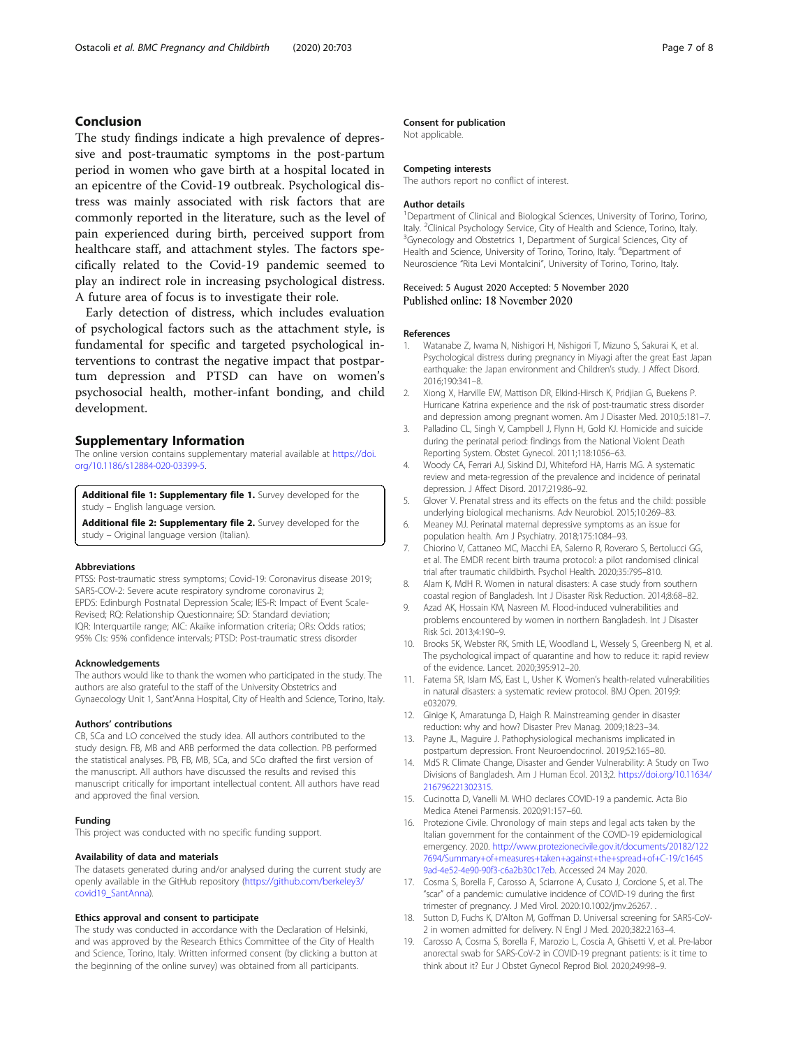## Conclusion

The study findings indicate a high prevalence of depressive and post-traumatic symptoms in the post-partum period in women who gave birth at a hospital located in an epicentre of the Covid-19 outbreak. Psychological distress was mainly associated with risk factors that are commonly reported in the literature, such as the level of pain experienced during birth, perceived support from healthcare staff, and attachment styles. The factors specifically related to the Covid-19 pandemic seemed to play an indirect role in increasing psychological distress. A future area of focus is to investigate their role.

Early detection of distress, which includes evaluation of psychological factors such as the attachment style, is fundamental for specific and targeted psychological interventions to contrast the negative impact that postpartum depression and PTSD can have on women's psychosocial health, mother-infant bonding, and child development.

## Supplementary Information

The online version contains supplementary material available at https://doi.org/10.1186/s12884-020-03399-5.

**Additional file 1: Supplementary file 1.** Survey developed for the study – English language version.

**Additional file 2: Supplementary file 2.** Survey developed for the study – Original language version (Italian).

#### Abbreviations

PTSS: Post-traumatic stress symptoms; Covid-19: Coronavirus disease 2019; SARS-COV-2: Severe acute respiratory syndrome coronavirus 2; EPDS: Edinburgh Postnatal Depression Scale; IES-R: Impact of Event Scale-Revised; RQ: Relationship Questionnaire; SD: Standard deviation; IQR: Interquartile range; AIC: Akaike information criteria; ORs: Odds ratios; 95% CIs: 95% confidence intervals; PTSD: Post-traumatic stress disorder

#### Acknowledgements

The authors would like to thank the women who participated in the study. The authors are also grateful to the staff of the University Obstetrics and Gynaecology Unit 1, Sant'Anna Hospital, City of Health and Science, Torino, Italy.

#### Authors' contributions

CB, SCa and LO conceived the study idea. All authors contributed to the study design. FB, MB and ARB performed the data collection. PB performed the statistical analyses. PB, FB, MB, SCa, and SCo drafted the first version of the manuscript. All authors have discussed the results and revised this manuscript critically for important intellectual content. All authors have read and approved the final version.

#### Funding

This project was conducted with no specific funding support.

#### Availability of data and materials

The datasets generated during and/or analysed during the current study are openly available in the GitHub repository (https://github.com/berkeley3/covid19_SantAnna).

#### Ethics approval and consent to participate

The study was conducted in accordance with the Declaration of Helsinki, and was approved by the Research Ethics Committee of the City of Health and Science, Torino, Italy. Written informed consent (by clicking a button at the beginning of the online survey) was obtained from all participants.

#### Consent for publication

Not applicable.

#### Competing interests

The authors report no conflict of interest.

#### Author details

[1]Department of Clinical and Biological Sciences, University of Torino, Torino, Italy. [2]Clinical Psychology Service, City of Health and Science, Torino, Italy. [3]Gynecology and Obstetrics 1, Department of Surgical Sciences, City of Health and Science, University of Torino, Torino, Italy. [4]Department of Neuroscience "Rita Levi Montalcini", University of Torino, Torino, Italy.

Received: 5 August 2020 Accepted: 5 November 2020
Published online: 18 November 2020

#### References

1. Watanabe Z, Iwama N, Nishigori H, Nishigori T, Mizuno S, Sakurai K, et al. Psychological distress during pregnancy in Miyagi after the great East Japan earthquake: the Japan environment and Children's study. J Affect Disord. 2016;190:341–8.
2. Xiong X, Harville EW, Mattison DR, Elkind-Hirsch K, Pridjian G, Buekens P. Hurricane Katrina experience and the risk of post-traumatic stress disorder and depression among pregnant women. Am J Disaster Med. 2010;5:181–7.
3. Palladino CL, Singh V, Campbell J, Flynn H, Gold KJ. Homicide and suicide during the perinatal period: findings from the National Violent Death Reporting System. Obstet Gynecol. 2011;118:1056–63.
4. Woody CA, Ferrari AJ, Siskind DJ, Whiteford HA, Harris MG. A systematic review and meta-regression of the prevalence and incidence of perinatal depression. J Affect Disord. 2017;219:86–92.
5. Glover V. Prenatal stress and its effects on the fetus and the child: possible underlying biological mechanisms. Adv Neurobiol. 2015;10:269–83.
6. Meaney MJ. Perinatal maternal depressive symptoms as an issue for population health. Am J Psychiatry. 2018;175:1084–93.
7. Chiorino V, Cattaneo MC, Macchi EA, Salerno R, Roveraro S, Bertolucci GG, et al. The EMDR recent birth trauma protocol: a pilot randomised clinical trial after traumatic childbirth. Psychol Health. 2020;35:795–810.
8. Alam K, MdH R. Women in natural disasters: A case study from southern coastal region of Bangladesh. Int J Disaster Risk Reduction. 2014;8:68–82.
9. Azad AK, Hossain KM, Nasreen M. Flood-induced vulnerabilities and problems encountered by women in northern Bangladesh. Int J Disaster Risk Sci. 2013;4:190–9.
10. Brooks SK, Webster RK, Smith LE, Woodland L, Wessely S, Greenberg N, et al. The psychological impact of quarantine and how to reduce it: rapid review of the evidence. Lancet. 2020;395:912–20.
11. Fatema SR, Islam MS, East L, Usher K. Women's health-related vulnerabilities in natural disasters: a systematic review protocol. BMJ Open. 2019;9:e032079.
12. Ginige K, Amaratunga D, Haigh R. Mainstreaming gender in disaster reduction: why and how? Disaster Prev Manag. 2009;18:23–34.
13. Payne JL, Maguire J. Pathophysiological mechanisms implicated in postpartum depression. Front Neuroendocrinol. 2019;52:165–80.
14. MdS R. Climate Change, Disaster and Gender Vulnerability: A Study on Two Divisions of Bangladesh. Am J Human Ecol. 2013;2. https://doi.org/10.11634/216796221302315.
15. Cucinotta D, Vanelli M. WHO declares COVID-19 a pandemic. Acta Bio Medica Atenei Parmensis. 2020;91:157–60.
16. Protezione Civile. Chronology of main steps and legal acts taken by the Italian government for the containment of the COVID-19 epidemiological emergency. 2020. http://www.protezionecivile.gov.it/documents/20182/1227694/Summary+of+measures+taken+against+the+spread+of+C-19/c16459ad-4e52-4e90-90f3-c6a2b30c17eb. Accessed 24 May 2020.
17. Cosma S, Borella F, Carosso A, Sciarrone A, Cusato J, Corcione S, et al. The "scar" of a pandemic: cumulative incidence of COVID-19 during the first trimester of pregnancy. J Med Virol. 2020:10.1002/jmv.26267. .
18. Sutton D, Fuchs K, D'Alton M, Goffman D. Universal screening for SARS-CoV-2 in women admitted for delivery. N Engl J Med. 2020;382:2163–4.
19. Carosso A, Cosma S, Borella F, Marozio L, Coscia A, Ghisetti V, et al. Pre-labor anorectal swab for SARS-CoV-2 in COVID-19 pregnant patients: is it time to think about it? Eur J Obstet Gynecol Reprod Biol. 2020;249:98–9.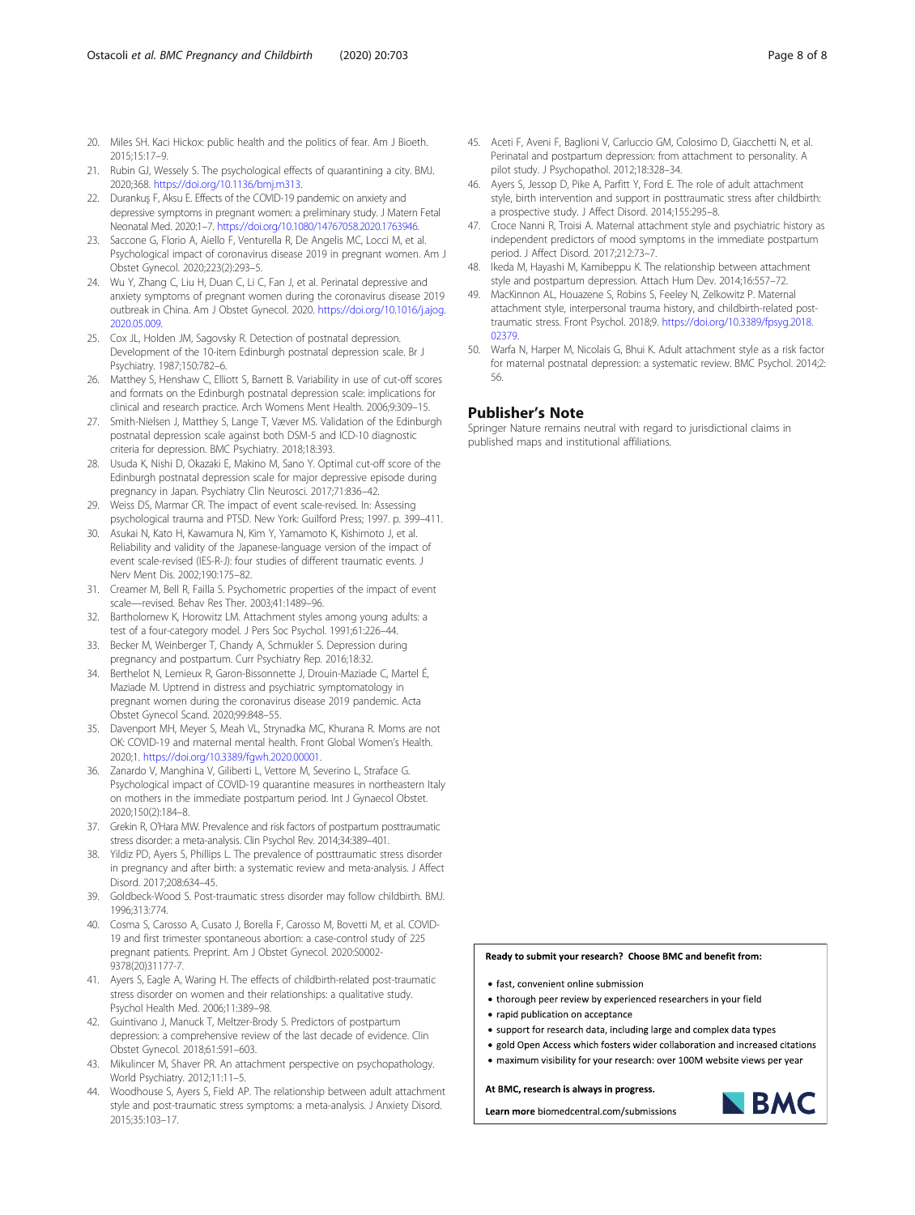20. Miles SH. Kaci Hickox: public health and the politics of fear. Am J Bioeth. 2015;15:17–9.
21. Rubin GJ, Wessely S. The psychological effects of quarantining a city. BMJ. 2020;368. https://doi.org/10.1136/bmj.m313.
22. Durankuş F, Aksu E. Effects of the COVID-19 pandemic on anxiety and depressive symptoms in pregnant women: a preliminary study. J Matern Fetal Neonatal Med. 2020:1–7. https://doi.org/10.1080/14767058.2020.1763946.
23. Saccone G, Florio A, Aiello F, Venturella R, De Angelis MC, Locci M, et al. Psychological impact of coronavirus disease 2019 in pregnant women. Am J Obstet Gynecol. 2020;223(2):293–5.
24. Wu Y, Zhang C, Liu H, Duan C, Li C, Fan J, et al. Perinatal depressive and anxiety symptoms of pregnant women during the coronavirus disease 2019 outbreak in China. Am J Obstet Gynecol. 2020. https://doi.org/10.1016/j.ajog.2020.05.009.
25. Cox JL, Holden JM, Sagovsky R. Detection of postnatal depression. Development of the 10-item Edinburgh postnatal depression scale. Br J Psychiatry. 1987;150:782–6.
26. Matthey S, Henshaw C, Elliott S, Barnett B. Variability in use of cut-off scores and formats on the Edinburgh postnatal depression scale: implications for clinical and research practice. Arch Womens Ment Health. 2006;9:309–15.
27. Smith-Nielsen J, Matthey S, Lange T, Væver MS. Validation of the Edinburgh postnatal depression scale against both DSM-5 and ICD-10 diagnostic criteria for depression. BMC Psychiatry. 2018;18:393.
28. Usuda K, Nishi D, Okazaki E, Makino M, Sano Y. Optimal cut-off score of the Edinburgh postnatal depression scale for major depressive episode during pregnancy in Japan. Psychiatry Clin Neurosci. 2017;71:836–42.
29. Weiss DS, Marmar CR. The impact of event scale-revised. In: Assessing psychological trauma and PTSD. New York: Guilford Press; 1997. p. 399–411.
30. Asukai N, Kato H, Kawamura N, Kim Y, Yamamoto K, Kishimoto J, et al. Reliability and validity of the Japanese-language version of the impact of event scale-revised (IES-R-J): four studies of different traumatic events. J Nerv Ment Dis. 2002;190:175–82.
31. Creamer M, Bell R, Failla S. Psychometric properties of the impact of event scale—revised. Behav Res Ther. 2003;41:1489–96.
32. Bartholomew K, Horowitz LM. Attachment styles among young adults: a test of a four-category model. J Pers Soc Psychol. 1991;61:226–44.
33. Becker M, Weinberger T, Chandy A, Schmukler S. Depression during pregnancy and postpartum. Curr Psychiatry Rep. 2016;18:32.
34. Berthelot N, Lemieux R, Garon-Bissonnette J, Drouin-Maziade C, Martel É, Maziade M. Uptrend in distress and psychiatric symptomatology in pregnant women during the coronavirus disease 2019 pandemic. Acta Obstet Gynecol Scand. 2020;99:848–55.
35. Davenport MH, Meyer S, Meah VL, Strynadka MC, Khurana R. Moms are not OK: COVID-19 and maternal mental health. Front Global Women's Health. 2020;1. https://doi.org/10.3389/fgwh.2020.00001.
36. Zanardo V, Manghina V, Giliberti L, Vettore M, Severino L, Straface G. Psychological impact of COVID-19 quarantine measures in northeastern Italy on mothers in the immediate postpartum period. Int J Gynaecol Obstet. 2020;150(2):184–8.
37. Grekin R, O'Hara MW. Prevalence and risk factors of postpartum posttraumatic stress disorder: a meta-analysis. Clin Psychol Rev. 2014;34:389–401.
38. Yildiz PD, Ayers S, Phillips L. The prevalence of posttraumatic stress disorder in pregnancy and after birth: a systematic review and meta-analysis. J Affect Disord. 2017;208:634–45.
39. Goldbeck-Wood S. Post-traumatic stress disorder may follow childbirth. BMJ. 1996;313:774.
40. Cosma S, Carosso A, Cusato J, Borella F, Carosso M, Bovetti M, et al. COVID-19 and first trimester spontaneous abortion: a case-control study of 225 pregnant patients. Preprint. Am J Obstet Gynecol. 2020:S0002-9378(20)31177-7.
41. Ayers S, Eagle A, Waring H. The effects of childbirth-related post-traumatic stress disorder on women and their relationships: a qualitative study. Psychol Health Med. 2006;11:389–98.
42. Guintivano J, Manuck T, Meltzer-Brody S. Predictors of postpartum depression: a comprehensive review of the last decade of evidence. Clin Obstet Gynecol. 2018;61:591–603.
43. Mikulincer M, Shaver PR. An attachment perspective on psychopathology. World Psychiatry. 2012;11:11–5.
44. Woodhouse S, Ayers S, Field AP. The relationship between adult attachment style and post-traumatic stress symptoms: a meta-analysis. J Anxiety Disord. 2015;35:103–17.
45. Aceti F, Aveni F, Baglioni V, Carluccio GM, Colosimo D, Giacchetti N, et al. Perinatal and postpartum depression: from attachment to personality. A pilot study. J Psychopathol. 2012;18:328–34.
46. Ayers S, Jessop D, Pike A, Parfitt Y, Ford E. The role of adult attachment style, birth intervention and support in posttraumatic stress after childbirth: a prospective study. J Affect Disord. 2014;155:295–8.
47. Croce Nanni R, Troisi A. Maternal attachment style and psychiatric history as independent predictors of mood symptoms in the immediate postpartum period. J Affect Disord. 2017;212:73–7.
48. Ikeda M, Hayashi M, Kamibeppu K. The relationship between attachment style and postpartum depression. Attach Hum Dev. 2014;16:557–72.
49. MacKinnon AL, Houazene S, Robins S, Feeley N, Zelkowitz P. Maternal attachment style, interpersonal trauma history, and childbirth-related post-traumatic stress. Front Psychol. 2018;9. https://doi.org/10.3389/fpsyg.2018.02379.
50. Warfa N, Harper M, Nicolais G, Bhui K. Adult attachment style as a risk factor for maternal postnatal depression: a systematic review. BMC Psychol. 2014;2:56.

## Publisher's Note

Springer Nature remains neutral with regard to jurisdictional claims in published maps and institutional affiliations.

**Ready to submit your research? Choose BMC and benefit from:**

- fast, convenient online submission
- thorough peer review by experienced researchers in your field
- rapid publication on acceptance
- support for research data, including large and complex data types
- gold Open Access which fosters wider collaboration and increased citations
- maximum visibility for your research: over 100M website views per year

**At BMC, research is always in progress.**

**Learn more** biomedcentral.com/submissions

BMC